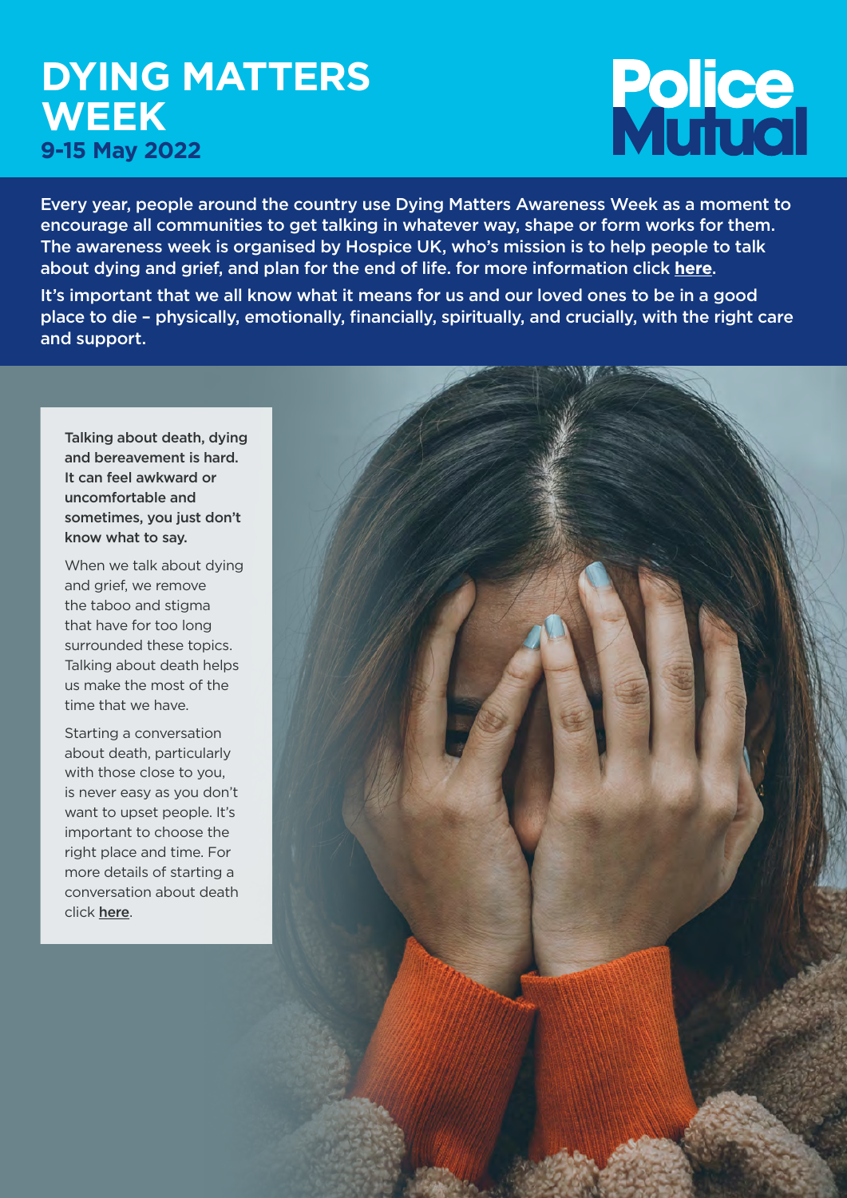# DYING MATTERS WEEK

## 9-15 May 2022

Police Mutual

Every year, people around the country use Dying Matters Awareness Week as a moment to encourage all communities to get talking in whatever way, shape or form works for them. The awareness week is organised by Hospice UK, who's mission is to help people to talk about dying and grief, and plan for the end of life. for more information click **here**.

It's important that we all know what it means for us and our loved ones to be in a good place to die – physically, emotionally, financially, spiritually, and crucially, with the right care and support.

**Talking about death, dying and bereavement is hard. It can feel awkward or uncomfortable and sometimes, you just don't know what to say.**

When we talk about dying and grief, we remove the taboo and stigma that have for too long surrounded these topics. Talking about death helps us make the most of the time that we have.

Starting a conversation about death, particularly with those close to you, is never easy as you don't want to upset people. It's important to choose the right place and time. For more details of starting a conversation about death click **here**.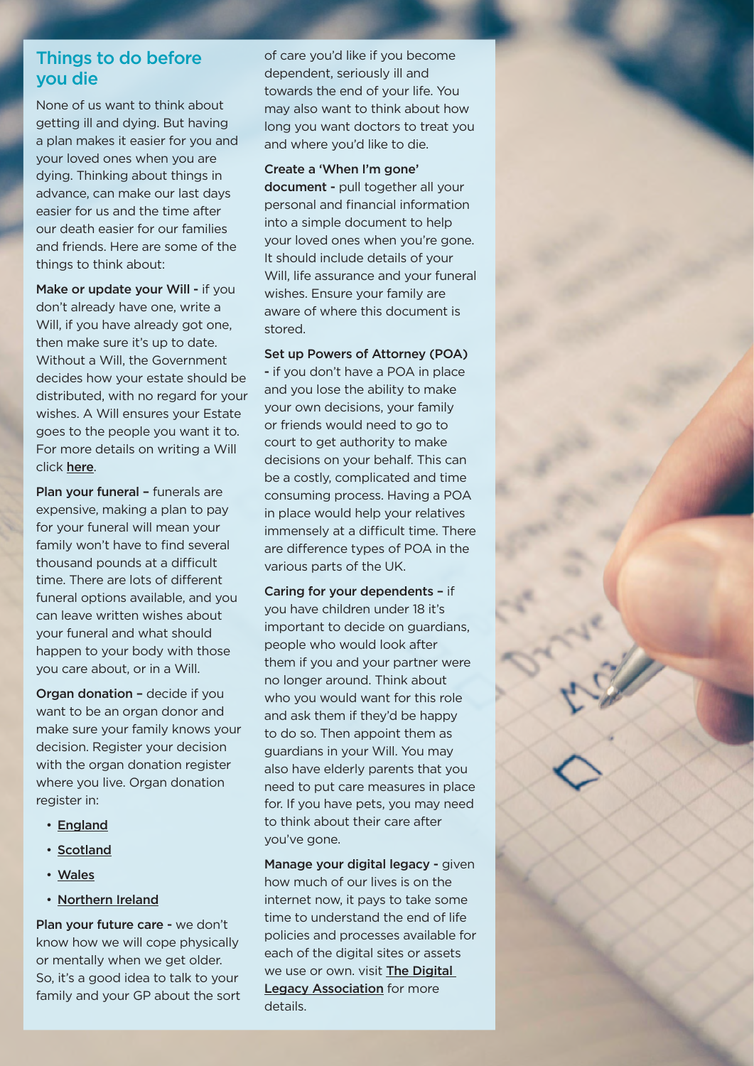## Things to do before you die

None of us want to think about getting ill and dying. But having a plan makes it easier for you and your loved ones when you are dying. Thinking about things in advance, can make our last days easier for us and the time after our death easier for our families and friends. Here are some of the things to think about:

**Make or update your Will -** if you don't already have one, write a Will, if you have already got one, then make sure it's up to date. Without a Will, the Government decides how your estate should be distributed, with no regard for your wishes. A Will ensures your Estate goes to the people you want it to. For more details on writing a Will click here.

**Plan your funeral –** funerals are expensive, making a plan to pay for your funeral will mean your family won't have to find several thousand pounds at a difficult time. There are lots of different funeral options available, and you can leave written wishes about your funeral and what should happen to your body with those you care about, or in a Will.

**Organ donation –** decide if you want to be an organ donor and make sure your family knows your decision. Register your decision with the organ donation register where you live. Organ donation register in:

- England
- Scotland
- Wales
- Northern Ireland

**Plan your future care -** we don't know how we will cope physically or mentally when we get older. So, it's a good idea to talk to your family and your GP about the sort of care you'd like if you become dependent, seriously ill and towards the end of your life. You may also want to think about how long you want doctors to treat you and where you'd like to die.

**Create a 'When I'm gone' document -** pull together all your personal and financial information into a simple document to help your loved ones when you're gone. It should include details of your Will, life assurance and your funeral wishes. Ensure your family are aware of where this document is stored.

**Set up Powers of Attorney (POA) -** if you don't have a POA in place and you lose the ability to make your own decisions, your family or friends would need to go to court to get authority to make decisions on your behalf. This can be a costly, complicated and time consuming process. Having a POA in place would help your relatives immensely at a difficult time. There are difference types of POA in the various parts of the UK.

**Caring for your dependents –** if you have children under 18 it's important to decide on guardians, people who would look after them if you and your partner were no longer around. Think about who you would want for this role and ask them if they'd be happy to do so. Then appoint them as guardians in your Will. You may also have elderly parents that you need to put care measures in place for. If you have pets, you may need to think about their care after you've gone.

**Manage your digital legacy -** given how much of our lives is on the internet now, it pays to take some time to understand the end of life policies and processes available for each of the digital sites or assets we use or own. visit **The Digital Legacy Association** for more details.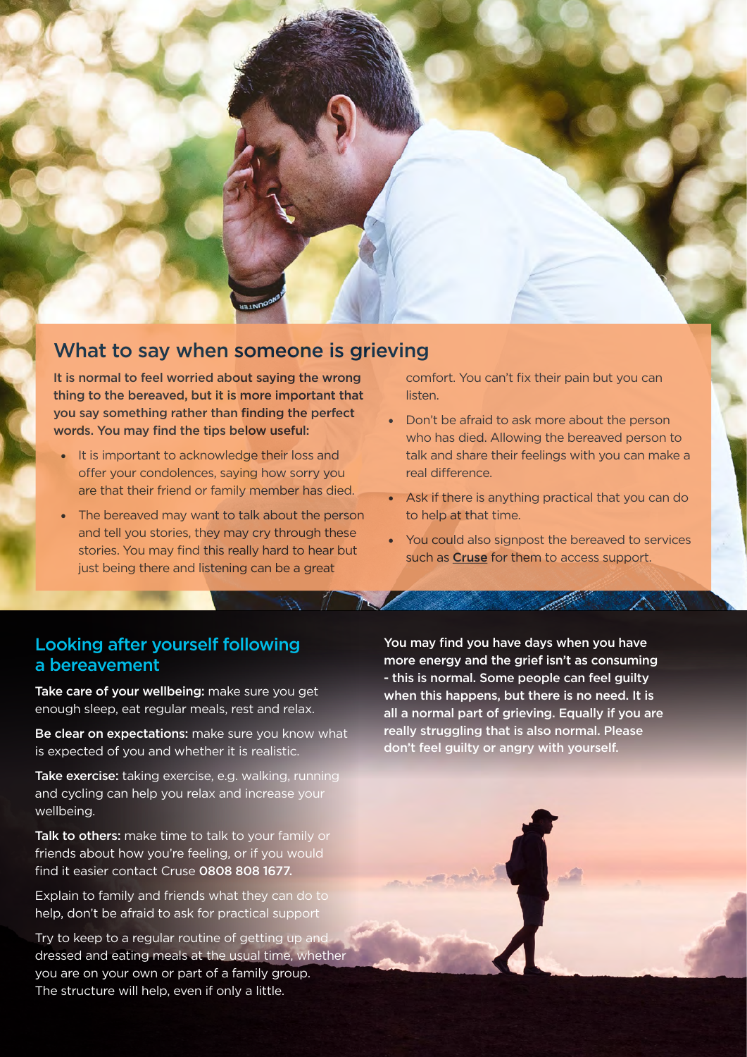## What to say when someone is grieving

**It is normal to feel worried about saying the wrong thing to the bereaved, but it is more important that you say something rather than finding the perfect words. You may find the tips below useful:**

- It is important to acknowledge their loss and offer your condolences, saying how sorry you are that their friend or family member has died.
- The bereaved may want to talk about the person and tell you stories, they may cry through these stories. You may find this really hard to hear but just being there and listening can be a great comfort. You can't fix their pain but you can listen.
- Don't be afraid to ask more about the person who has died. Allowing the bereaved person to talk and share their feelings with you can make a real difference.
- Ask if there is anything practical that you can do to help at that time.
- You could also signpost the bereaved to services such as **Cruse** for them to access support.

## Looking after yourself following a bereavement

**Take care of your wellbeing:** make sure you get enough sleep, eat regular meals, rest and relax.

**Be clear on expectations:** make sure you know what is expected of you and whether it is realistic.

**Take exercise:** taking exercise, e.g. walking, running and cycling can help you relax and increase your wellbeing.

**Talk to others:** make time to talk to your family or friends about how you're feeling, or if you would find it easier contact Cruse **0808 808 1677.**

Explain to family and friends what they can do to help, don't be afraid to ask for practical support

Try to keep to a regular routine of getting up and dressed and eating meals at the usual time, whether you are on your own or part of a family group. The structure will help, even if only a little.

**You may find you have days when you have more energy and the grief isn't as consuming - this is normal. Some people can feel guilty when this happens, but there is no need. It is all a normal part of grieving. Equally if you are really struggling that is also normal. Please don't feel guilty or angry with yourself.**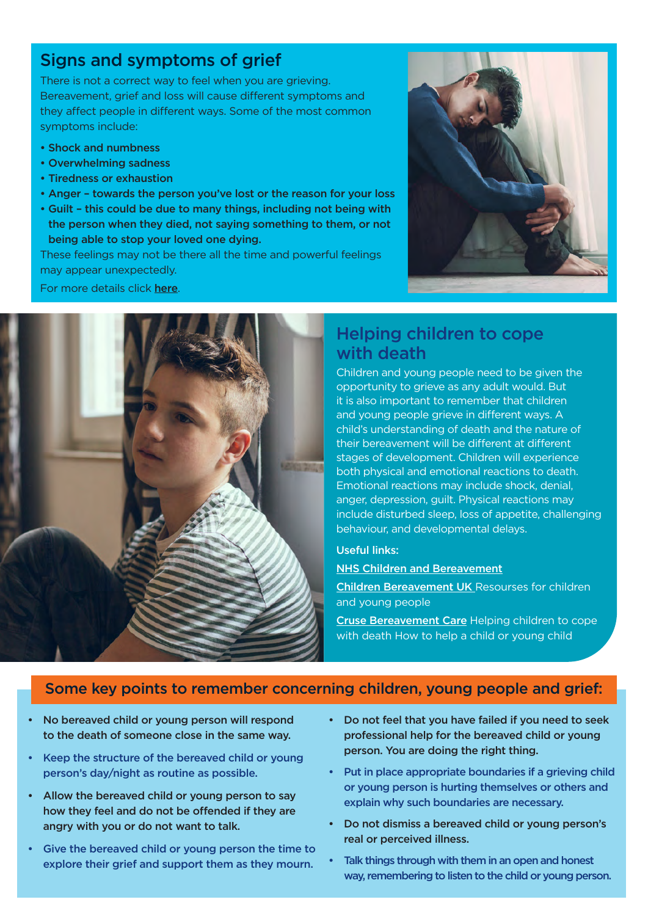## Signs and symptoms of grief

There is not a correct way to feel when you are grieving. Bereavement, grief and loss will cause different symptoms and they affect people in different ways. Some of the most common symptoms include:

- **Shock and numbness**
- **Overwhelming sadness**
- **Tiredness or exhaustion**
- **Anger – towards the person you've lost or the reason for your loss**
- **Guilt – this could be due to many things, including not being with the person when they died, not saying something to them, or not being able to stop your loved one dying.**

These feelings may not be there all the time and powerful feelings may appear unexpectedly.

For more details click **here**.

## Helping children to cope with death

Children and young people need to be given the opportunity to grieve as any adult would. But it is also important to remember that children and young people grieve in different ways. A child's understanding of death and the nature of their bereavement will be different at different stages of development. Children will experience both physical and emotional reactions to death. Emotional reactions may include shock, denial, anger, depression, guilt. Physical reactions may include disturbed sleep, loss of appetite, challenging behaviour, and developmental delays.

**Useful links:**

NHS Children and Bereavement

Children Bereavement UK Resourses for children and young people

Cruse Bereavement Care Helping children to cope with death How to help a child or young child

## Some key points to remember concerning children, young people and grief:

- **No bereaved child or young person will respond to the death of someone close in the same way.**
- Keep the structure of the bereaved child or young person's day/night as routine as possible.
- **Allow the bereaved child or young person to say how they feel and do not be offended if they are angry with you or do not want to talk.**
- Give the bereaved child or young person the time to explore their grief and support them as they mourn.
- **Do not feel that you have failed if you need to seek professional help for the bereaved child or young person. You are doing the right thing.**
- Put in place appropriate boundaries if a grieving child or young person is hurting themselves or others and explain why such boundaries are necessary.
- **Do not dismiss a bereaved child or young person's real or perceived illness.**
- Talk things through with them in an open and honest way, remembering to listen to the child or young person.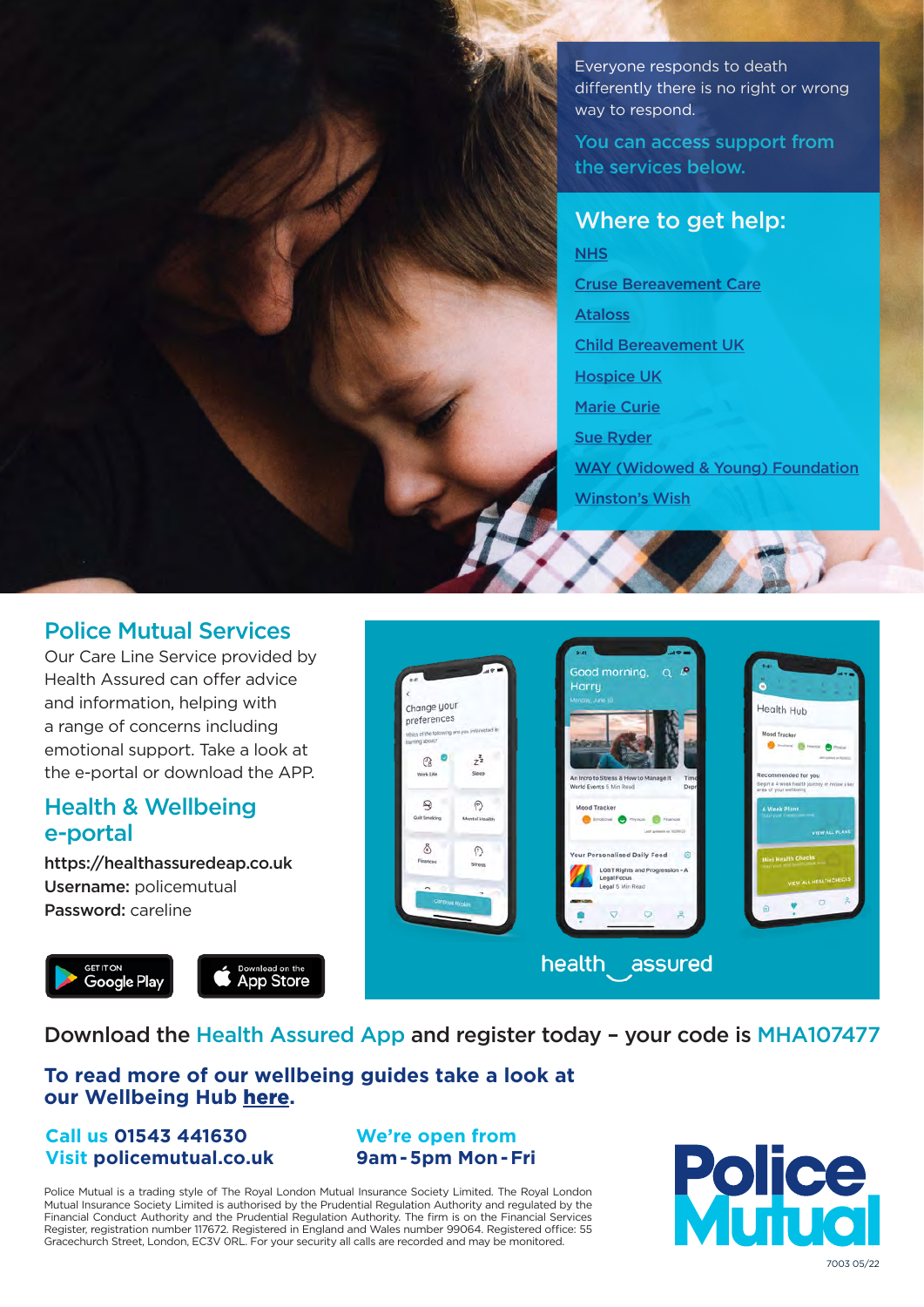Everyone responds to death differently there is no right or wrong way to respond.

You can access support from the services below.

## Where to get help:

- NHS
- Cruse Bereavement Care
- Ataloss
- Child Bereavement UK
- Hospice UK
- Marie Curie
- Sue Ryder
- WAY (Widowed & Young) Foundation
- Winston's Wish

## Police Mutual Services

Our Care Line Service provided by Health Assured can offer advice and information, helping with a range of concerns including emotional support. Take a look at the e-portal or download the APP.

## Health & Wellbeing e-portal

**https://healthassuredeap.co.uk**
**Username:** policemutual
**Password:** careline

GET IT ON Google Play

Download on the App Store

health assured

Download the Health Assured App and register today – your code is MHA107477

**To read more of our wellbeing guides take a look at our Wellbeing Hub here.**

**Call us 01543 441630**
**Visit policemutual.co.uk**

**We're open from**
**9am - 5pm Mon - Fri**

Police Mutual is a trading style of The Royal London Mutual Insurance Society Limited. The Royal London Mutual Insurance Society Limited is authorised by the Prudential Regulation Authority and regulated by the Financial Conduct Authority and the Prudential Regulation Authority. The firm is on the Financial Services Register, registration number 117672. Registered in England and Wales number 99064. Registered office: 55 Gracechurch Street, London, EC3V 0RL. For your security all calls are recorded and may be monitored.

Police Mutual

7003 05/22